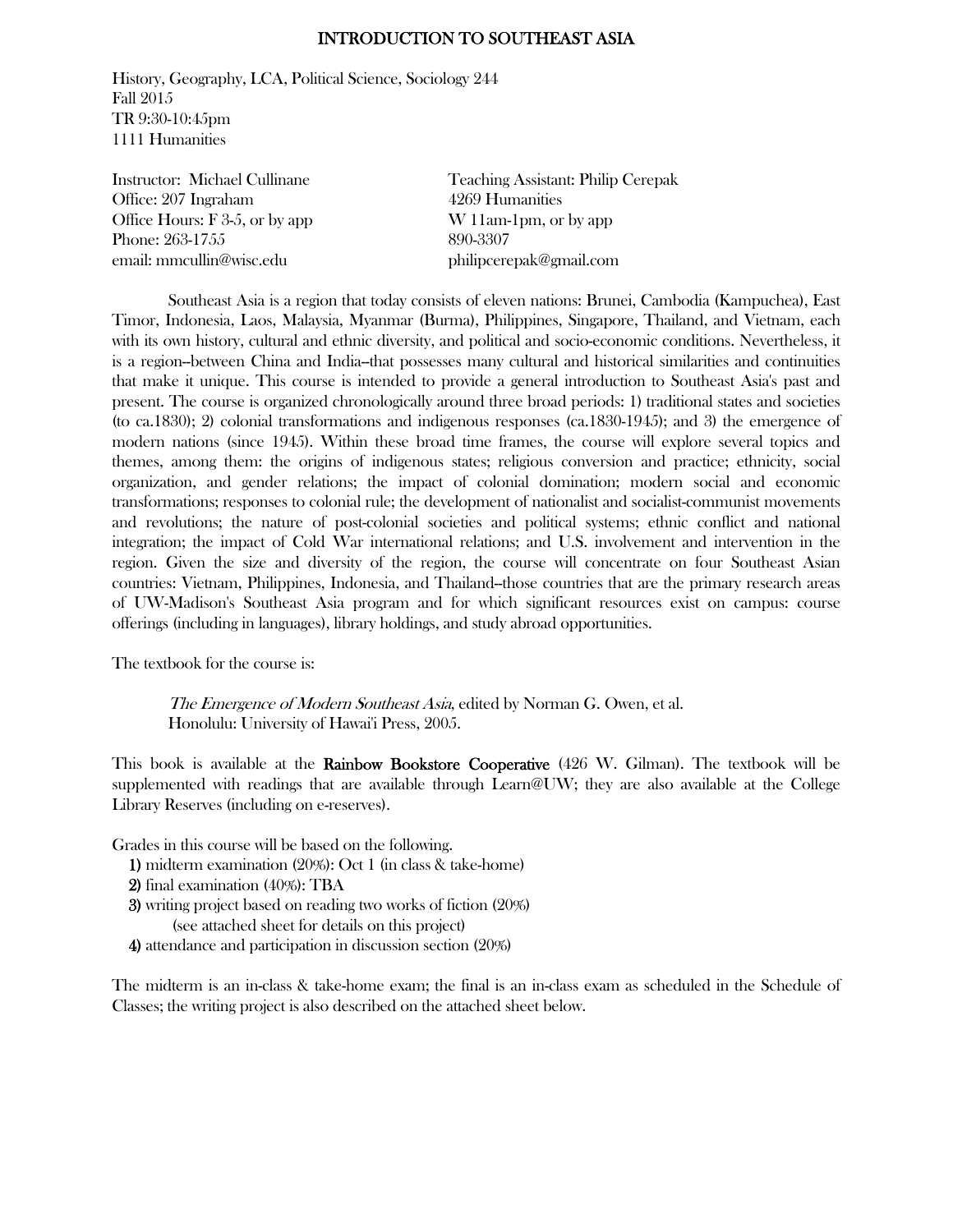# INTRODUCTION TO SOUTHEAST ASIA

History, Geography, LCA, Political Science, Sociology 244
Fall 2015
TR 9:30-10:45pm
1111 Humanities

Instructor: Michael Cullinane
Office: 207 Ingraham
Office Hours: F 3-5, or by app
Phone: 263-1755
email: mmcullin@wisc.edu

Teaching Assistant: Philip Cerepak
4269 Humanities
W 11am-1pm, or by app
890-3307
philipcerepak@gmail.com

Southeast Asia is a region that today consists of eleven nations: Brunei, Cambodia (Kampuchea), East Timor, Indonesia, Laos, Malaysia, Myanmar (Burma), Philippines, Singapore, Thailand, and Vietnam, each with its own history, cultural and ethnic diversity, and political and socio-economic conditions. Nevertheless, it is a region--between China and India--that possesses many cultural and historical similarities and continuities that make it unique. This course is intended to provide a general introduction to Southeast Asia's past and present. The course is organized chronologically around three broad periods: 1) traditional states and societies (to ca.1830); 2) colonial transformations and indigenous responses (ca.1830-1945); and 3) the emergence of modern nations (since 1945). Within these broad time frames, the course will explore several topics and themes, among them: the origins of indigenous states; religious conversion and practice; ethnicity, social organization, and gender relations; the impact of colonial domination; modern social and economic transformations; responses to colonial rule; the development of nationalist and socialist-communist movements and revolutions; the nature of post-colonial societies and political systems; ethnic conflict and national integration; the impact of Cold War international relations; and U.S. involvement and intervention in the region. Given the size and diversity of the region, the course will concentrate on four Southeast Asian countries: Vietnam, Philippines, Indonesia, and Thailand--those countries that are the primary research areas of UW-Madison's Southeast Asia program and for which significant resources exist on campus: course offerings (including in languages), library holdings, and study abroad opportunities.

The textbook for the course is:

> *The Emergence of Modern Southeast Asia*, edited by Norman G. Owen, et al.
> Honolulu: University of Hawai'i Press, 2005.

This book is available at the **Rainbow Bookstore Cooperative** (426 W. Gilman). The textbook will be supplemented with readings that are available through Learn@UW; they are also available at the College Library Reserves (including on e-reserves).

Grades in this course will be based on the following.

**1)** midterm examination (20%): Oct 1 (in class & take-home)
**2)** final examination (40%): TBA
**3)** writing project based on reading two works of fiction (20%)
(see attached sheet for details on this project)
**4)** attendance and participation in discussion section (20%)

The midterm is an in-class & take-home exam; the final is an in-class exam as scheduled in the Schedule of Classes; the writing project is also described on the attached sheet below.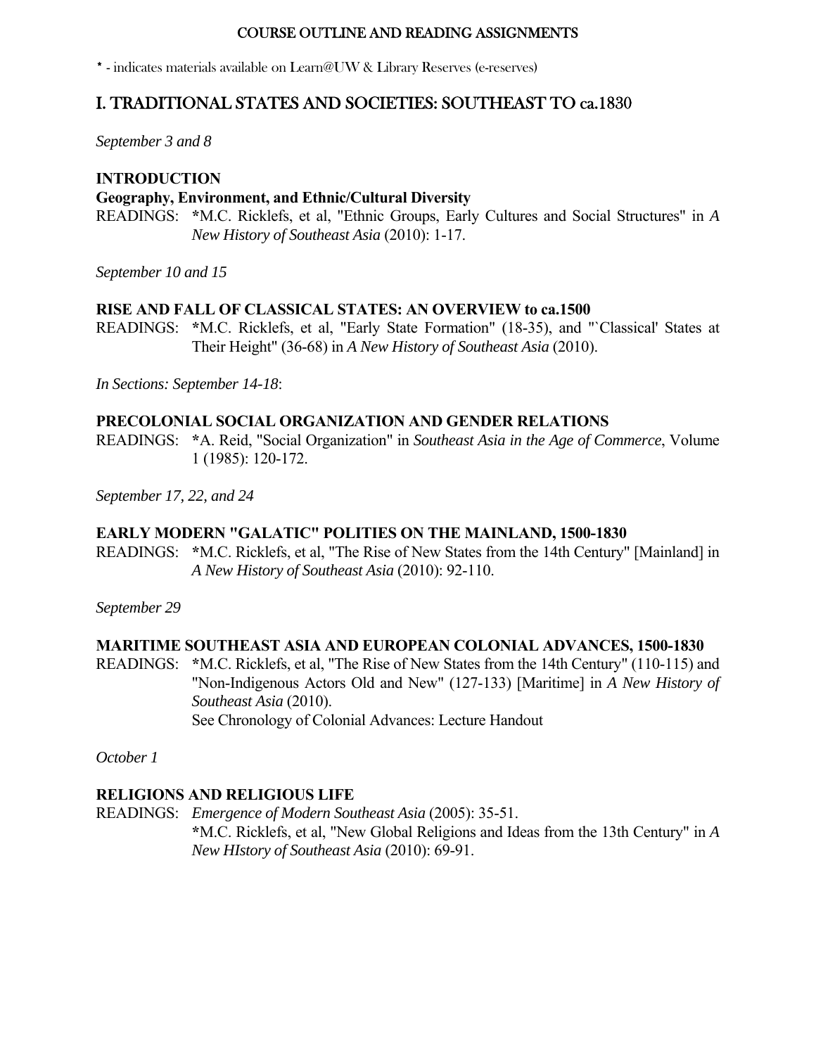COURSE OUTLINE AND READING ASSIGNMENTS

* - indicates materials available on Learn@UW & Library Reserves (e-reserves)

# I. TRADITIONAL STATES AND SOCIETIES: SOUTHEAST TO ca.1830

*September 3 and 8*

**INTRODUCTION**

**Geography, Environment, and Ethnic/Cultural Diversity**

READINGS: *M.C. Ricklefs, et al, "Ethnic Groups, Early Cultures and Social Structures" in *A New History of Southeast Asia* (2010): 1-17.

*September 10 and 15*

**RISE AND FALL OF CLASSICAL STATES: AN OVERVIEW to ca.1500**

READINGS: *M.C. Ricklefs, et al, "Early State Formation" (18-35), and "`Classical' States at Their Height" (36-68) in *A New History of Southeast Asia* (2010).

*In Sections: September 14-18*:

**PRECOLONIAL SOCIAL ORGANIZATION AND GENDER RELATIONS**

READINGS: *A. Reid, "Social Organization" in *Southeast Asia in the Age of Commerce*, Volume 1 (1985): 120-172.

*September 17, 22, and 24*

**EARLY MODERN "GALATIC" POLITIES ON THE MAINLAND, 1500-1830**

READINGS: *M.C. Ricklefs, et al, "The Rise of New States from the 14th Century" [Mainland] in *A New History of Southeast Asia* (2010): 92-110.

*September 29*

**MARITIME SOUTHEAST ASIA AND EUROPEAN COLONIAL ADVANCES, 1500-1830**

READINGS: *M.C. Ricklefs, et al, "The Rise of New States from the 14th Century" (110-115) and "Non-Indigenous Actors Old and New" (127-133) [Maritime] in *A New History of Southeast Asia* (2010).
See Chronology of Colonial Advances: Lecture Handout

*October 1*

**RELIGIONS AND RELIGIOUS LIFE**

READINGS: *Emergence of Modern Southeast Asia* (2005): 35-51.
*M.C. Ricklefs, et al, "New Global Religions and Ideas from the 13th Century" in *A New HIstory of Southeast Asia* (2010): 69-91.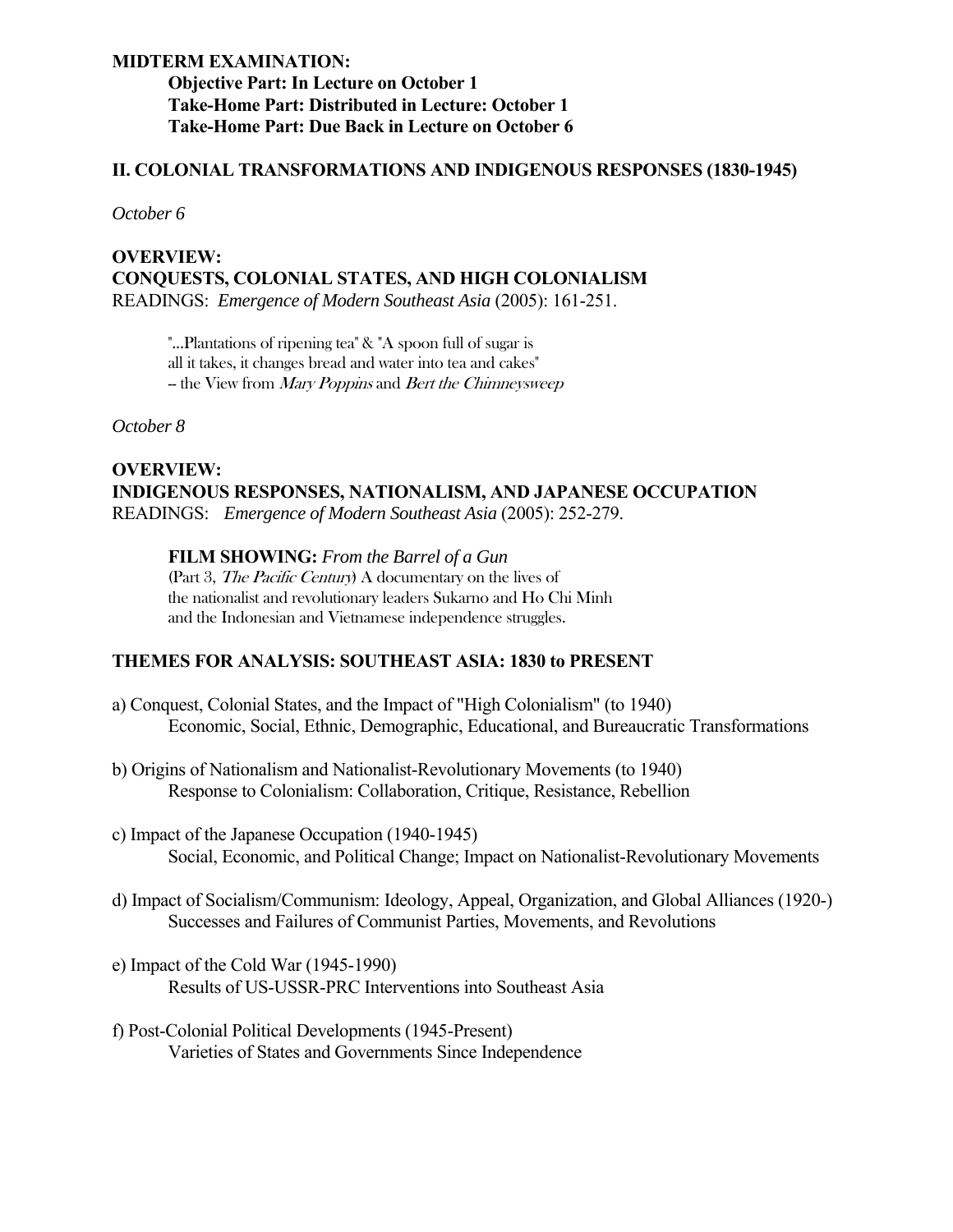**MIDTERM EXAMINATION:**

**Objective Part: In Lecture on October 1**
**Take-Home Part: Distributed in Lecture: October 1**
**Take-Home Part: Due Back in Lecture on October 6**

## II. COLONIAL TRANSFORMATIONS AND INDIGENOUS RESPONSES (1830-1945)

*October 6*

**OVERVIEW:**
**CONQUESTS, COLONIAL STATES, AND HIGH COLONIALISM**
READINGS: *Emergence of Modern Southeast Asia* (2005): 161-251.

> "...Plantations of ripening tea" & "A spoon full of sugar is all it takes, it changes bread and water into tea and cakes"
> -- the View from *Mary Poppins* and *Bert the Chimneysweep*

*October 8*

**OVERVIEW:**
**INDIGENOUS RESPONSES, NATIONALISM, AND JAPANESE OCCUPATION**
READINGS: *Emergence of Modern Southeast Asia* (2005): 252-279.

> **FILM SHOWING:** *From the Barrel of a Gun*
> (Part 3, *The Pacific Century*) A documentary on the lives of the nationalist and revolutionary leaders Sukarno and Ho Chi Minh and the Indonesian and Vietnamese independence struggles.

## THEMES FOR ANALYSIS: SOUTHEAST ASIA: 1830 to PRESENT

a) Conquest, Colonial States, and the Impact of "High Colonialism" (to 1940)
   Economic, Social, Ethnic, Demographic, Educational, and Bureaucratic Transformations

b) Origins of Nationalism and Nationalist-Revolutionary Movements (to 1940)
   Response to Colonialism: Collaboration, Critique, Resistance, Rebellion

c) Impact of the Japanese Occupation (1940-1945)
   Social, Economic, and Political Change; Impact on Nationalist-Revolutionary Movements

d) Impact of Socialism/Communism: Ideology, Appeal, Organization, and Global Alliances (1920-)
   Successes and Failures of Communist Parties, Movements, and Revolutions

e) Impact of the Cold War (1945-1990)
   Results of US-USSR-PRC Interventions into Southeast Asia

f) Post-Colonial Political Developments (1945-Present)
   Varieties of States and Governments Since Independence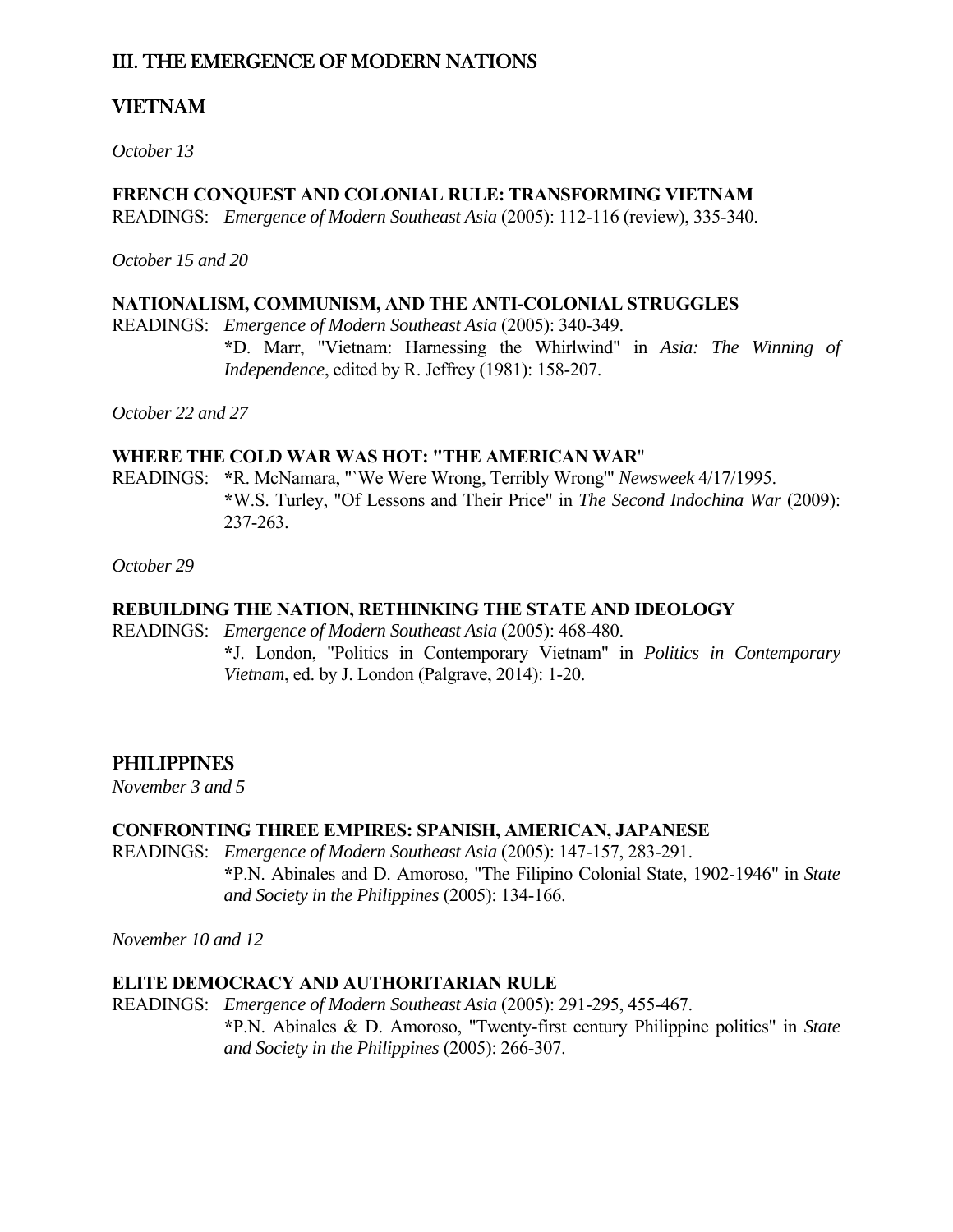## III. THE EMERGENCE OF MODERN NATIONS

## VIETNAM

*October 13*

**FRENCH CONQUEST AND COLONIAL RULE: TRANSFORMING VIETNAM**

READINGS: *Emergence of Modern Southeast Asia* (2005): 112-116 (review), 335-340.

*October 15 and 20*

**NATIONALISM, COMMUNISM, AND THE ANTI-COLONIAL STRUGGLES**

READINGS: *Emergence of Modern Southeast Asia* (2005): 340-349.
*D. Marr, "Vietnam: Harnessing the Whirlwind" in *Asia: The Winning of Independence*, edited by R. Jeffrey (1981): 158-207.

*October 22 and 27*

**WHERE THE COLD WAR WAS HOT: "THE AMERICAN WAR"**

READINGS: *R. McNamara, "`We Were Wrong, Terribly Wrong'" *Newsweek* 4/17/1995.
*W.S. Turley, "Of Lessons and Their Price" in *The Second Indochina War* (2009): 237-263.

*October 29*

**REBUILDING THE NATION, RETHINKING THE STATE AND IDEOLOGY**

READINGS: *Emergence of Modern Southeast Asia* (2005): 468-480.
*J. London, "Politics in Contemporary Vietnam" in *Politics in Contemporary Vietnam*, ed. by J. London (Palgrave, 2014): 1-20.

## PHILIPPINES

*November 3 and 5*

**CONFRONTING THREE EMPIRES: SPANISH, AMERICAN, JAPANESE**

READINGS: *Emergence of Modern Southeast Asia* (2005): 147-157, 283-291.
*P.N. Abinales and D. Amoroso, "The Filipino Colonial State, 1902-1946" in *State and Society in the Philippines* (2005): 134-166.

*November 10 and 12*

**ELITE DEMOCRACY AND AUTHORITARIAN RULE**

READINGS: *Emergence of Modern Southeast Asia* (2005): 291-295, 455-467.
*P.N. Abinales & D. Amoroso, "Twenty-first century Philippine politics" in *State and Society in the Philippines* (2005): 266-307.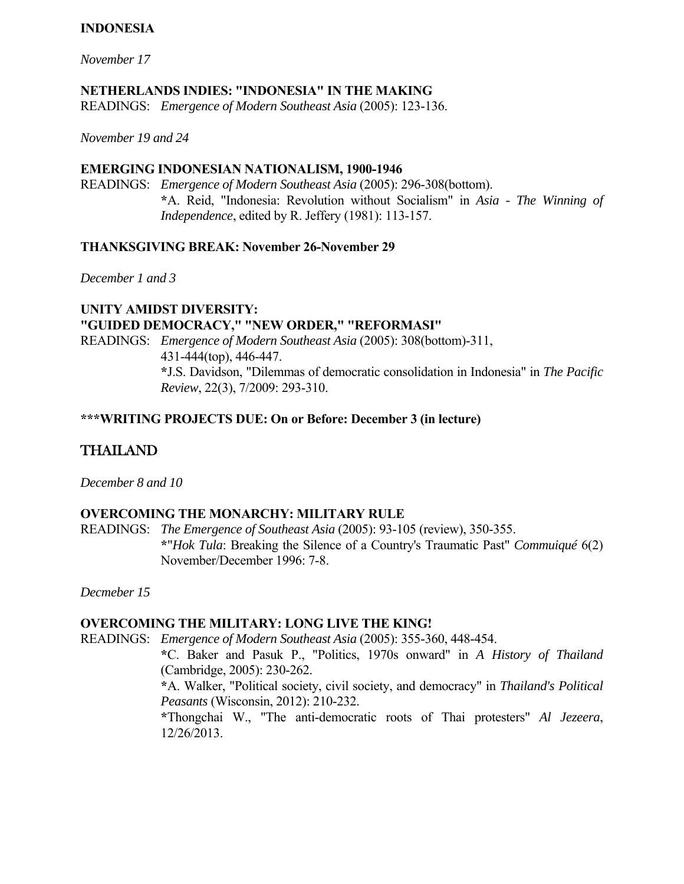**INDONESIA**

*November 17*

**NETHERLANDS INDIES: "INDONESIA" IN THE MAKING**

READINGS: *Emergence of Modern Southeast Asia* (2005): 123-136.

*November 19 and 24*

**EMERGING INDONESIAN NATIONALISM, 1900-1946**

READINGS: *Emergence of Modern Southeast Asia* (2005): 296-308(bottom).
**\***A. Reid, "Indonesia: Revolution without Socialism" in *Asia - The Winning of Independence*, edited by R. Jeffery (1981): 113-157.

**THANKSGIVING BREAK: November 26-November 29**

*December 1 and 3*

**UNITY AMIDST DIVERSITY:**
**"GUIDED DEMOCRACY," "NEW ORDER," "REFORMASI"**

READINGS: *Emergence of Modern Southeast Asia* (2005): 308(bottom)-311, 431-444(top), 446-447.
**\***J.S. Davidson, "Dilemmas of democratic consolidation in Indonesia" in *The Pacific Review*, 22(3), 7/2009: 293-310.

**\*\*\*WRITING PROJECTS DUE: On or Before: December 3 (in lecture)**

## THAILAND

*December 8 and 10*

**OVERCOMING THE MONARCHY: MILITARY RULE**

READINGS: *The Emergence of Southeast Asia* (2005): 93-105 (review), 350-355.
**\***"*Hok Tula*: Breaking the Silence of a Country's Traumatic Past" *Commuiqué* 6(2) November/December 1996: 7-8.

*Decmeber 15*

**OVERCOMING THE MILITARY: LONG LIVE THE KING!**

READINGS: *Emergence of Modern Southeast Asia* (2005): 355-360, 448-454.
**\***C. Baker and Pasuk P., "Politics, 1970s onward" in *A History of Thailand* (Cambridge, 2005): 230-262.
**\***A. Walker, "Political society, civil society, and democracy" in *Thailand's Political Peasants* (Wisconsin, 2012): 210-232.
**\***Thongchai W., "The anti-democratic roots of Thai protesters" *Al Jezeera*, 12/26/2013.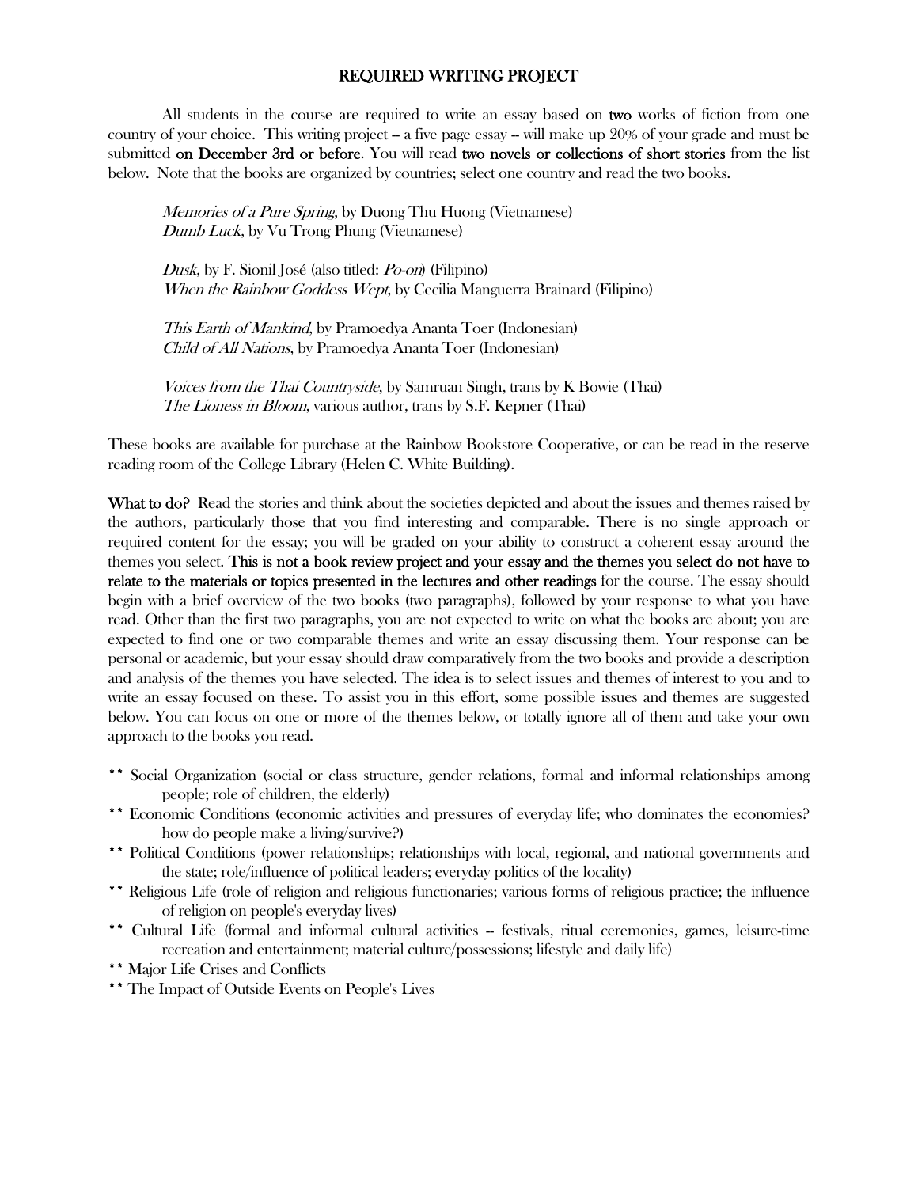# REQUIRED WRITING PROJECT

All students in the course are required to write an essay based on **two** works of fiction from one country of your choice. This writing project -- a five page essay -- will make up 20% of your grade and must be submitted **on December 3rd or before**. You will read **two novels or collections of short stories** from the list below. Note that the books are organized by countries; select one country and read the two books.

*Memories of a Pure Spring*, by Duong Thu Huong (Vietnamese)
*Dumb Luck*, by Vu Trong Phung (Vietnamese)

*Dusk*, by F. Sionil José (also titled: *Po-on*) (Filipino)
*When the Rainbow Goddess Wept*, by Cecilia Manguerra Brainard (Filipino)

*This Earth of Mankind,* by Pramoedya Ananta Toer (Indonesian)
*Child of All Nations*, by Pramoedya Ananta Toer (Indonesian)

*Voices from the Thai Countryside*, by Samruan Singh, trans by K Bowie (Thai)
*The Lioness in Bloom*, various author, trans by S.F. Kepner (Thai)

These books are available for purchase at the Rainbow Bookstore Cooperative, or can be read in the reserve reading room of the College Library (Helen C. White Building).

**What to do?** Read the stories and think about the societies depicted and about the issues and themes raised by the authors, particularly those that you find interesting and comparable. There is no single approach or required content for the essay; you will be graded on your ability to construct a coherent essay around the themes you select. **This is not a book review project and your essay and the themes you select do not have to relate to the materials or topics presented in the lectures and other readings** for the course. The essay should begin with a brief overview of the two books (two paragraphs), followed by your response to what you have read. Other than the first two paragraphs, you are not expected to write on what the books are about; you are expected to find one or two comparable themes and write an essay discussing them. Your response can be personal or academic, but your essay should draw comparatively from the two books and provide a description and analysis of the themes you have selected. The idea is to select issues and themes of interest to you and to write an essay focused on these. To assist you in this effort, some possible issues and themes are suggested below. You can focus on one or more of the themes below, or totally ignore all of them and take your own approach to the books you read.

- ** Social Organization (social or class structure, gender relations, formal and informal relationships among people; role of children, the elderly)
- ** Economic Conditions (economic activities and pressures of everyday life; who dominates the economies? how do people make a living/survive?)
- ** Political Conditions (power relationships; relationships with local, regional, and national governments and the state; role/influence of political leaders; everyday politics of the locality)
- ** Religious Life (role of religion and religious functionaries; various forms of religious practice; the influence of religion on people's everyday lives)
- ** Cultural Life (formal and informal cultural activities -- festivals, ritual ceremonies, games, leisure-time recreation and entertainment; material culture/possessions; lifestyle and daily life)
- ** Major Life Crises and Conflicts
- ** The Impact of Outside Events on People's Lives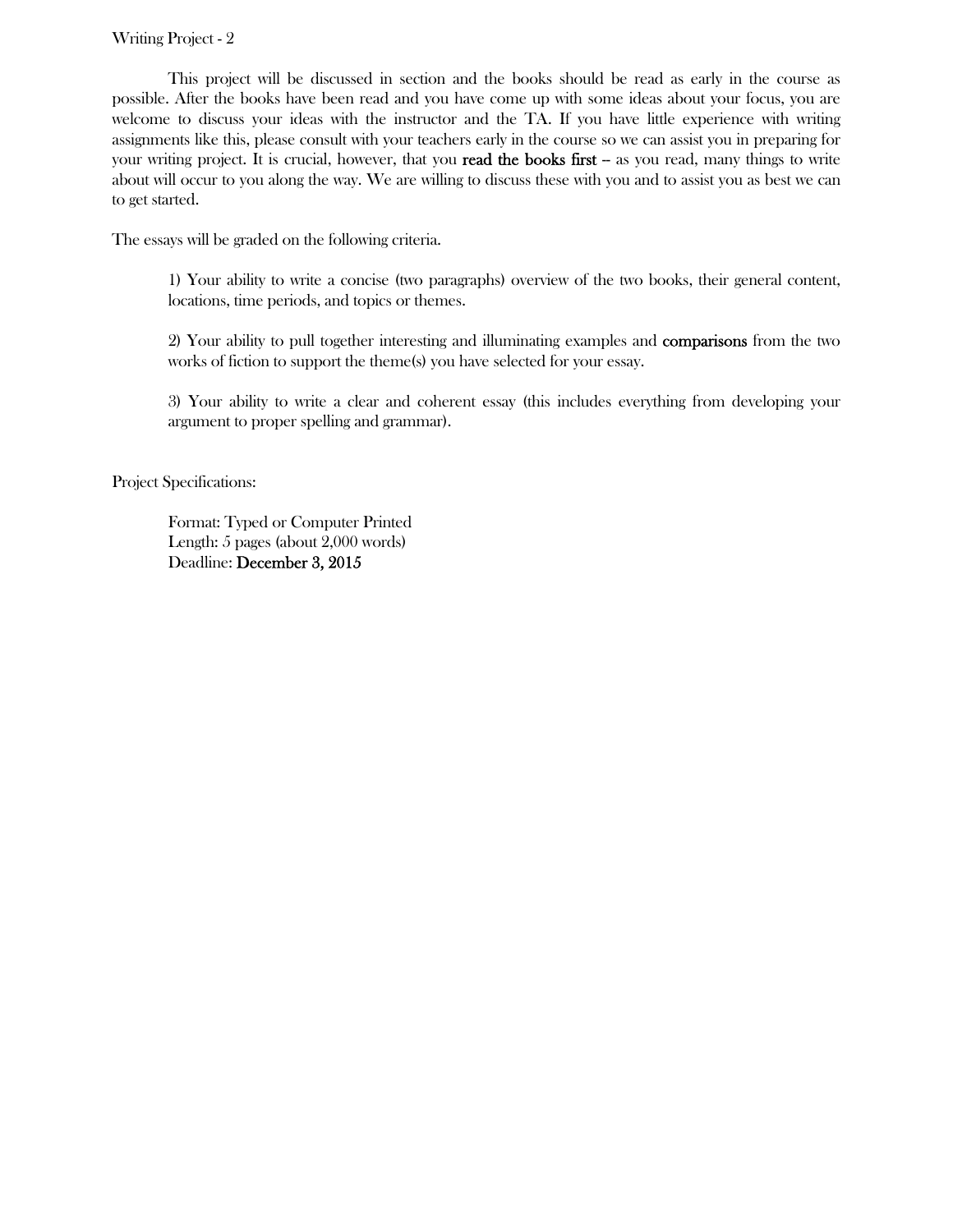Writing Project - 2

This project will be discussed in section and the books should be read as early in the course as possible. After the books have been read and you have come up with some ideas about your focus, you are welcome to discuss your ideas with the instructor and the TA. If you have little experience with writing assignments like this, please consult with your teachers early in the course so we can assist you in preparing for your writing project. It is crucial, however, that you **read the books first** -- as you read, many things to write about will occur to you along the way. We are willing to discuss these with you and to assist you as best we can to get started.

The essays will be graded on the following criteria.

1) Your ability to write a concise (two paragraphs) overview of the two books, their general content, locations, time periods, and topics or themes.

2) Your ability to pull together interesting and illuminating examples and **comparisons** from the two works of fiction to support the theme(s) you have selected for your essay.

3) Your ability to write a clear and coherent essay (this includes everything from developing your argument to proper spelling and grammar).

Project Specifications:

Format: Typed or Computer Printed
Length: 5 pages (about 2,000 words)
Deadline: **December 3, 2015**